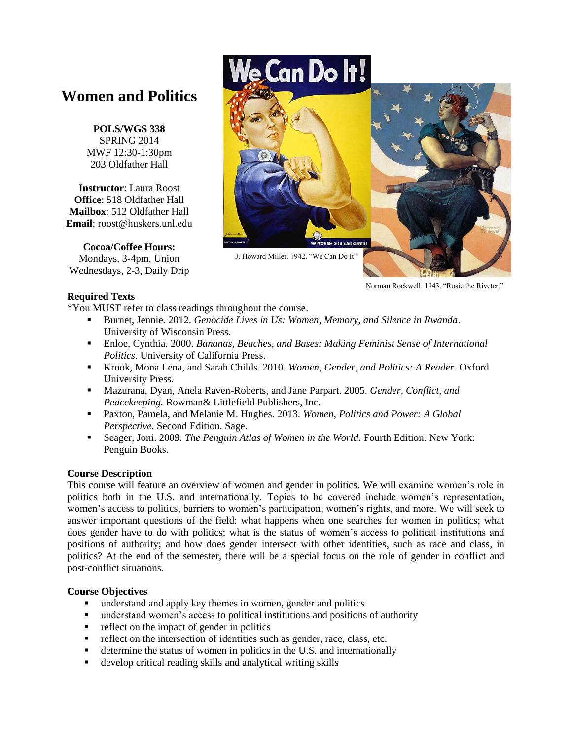# Women and Politics

**POLS/WGS 338**
SPRING 2014
MWF 12:30-1:30pm
203 Oldfather Hall

**Instructor**: Laura Roost
**Office**: 518 Oldfather Hall
**Mailbox**: 512 Oldfather Hall
**Email**: roost@huskers.unl.edu

**Cocoa/Coffee Hours:**
Mondays, 3-4pm, Union
Wednesdays, 2-3, Daily Drip

J. Howard Miller. 1942. "We Can Do It"

Norman Rockwell. 1943. "Rosie the Riveter."

**Required Texts**

*You MUST refer to class readings throughout the course.

- Burnet, Jennie. 2012. *Genocide Lives in Us: Women, Memory, and Silence in Rwanda*. University of Wisconsin Press.
- Enloe, Cynthia. 2000. *Bananas, Beaches, and Bases: Making Feminist Sense of International Politics*. University of California Press.
- Krook, Mona Lena, and Sarah Childs. 2010. *Women, Gender, and Politics: A Reader*. Oxford University Press.
- Mazurana, Dyan, Anela Raven-Roberts, and Jane Parpart. 2005. *Gender, Conflict, and Peacekeeping.* Rowman& Littlefield Publishers, Inc.
- Paxton, Pamela, and Melanie M. Hughes. 2013. *Women, Politics and Power: A Global Perspective.* Second Edition. Sage.
- Seager, Joni. 2009. *The Penguin Atlas of Women in the World*. Fourth Edition. New York: Penguin Books.

**Course Description**

This course will feature an overview of women and gender in politics. We will examine women's role in politics both in the U.S. and internationally. Topics to be covered include women's representation, women's access to politics, barriers to women's participation, women's rights, and more. We will seek to answer important questions of the field: what happens when one searches for women in politics; what does gender have to do with politics; what is the status of women's access to political institutions and positions of authority; and how does gender intersect with other identities, such as race and class, in politics? At the end of the semester, there will be a special focus on the role of gender in conflict and post-conflict situations.

**Course Objectives**

- understand and apply key themes in women, gender and politics
- understand women's access to political institutions and positions of authority
- reflect on the impact of gender in politics
- reflect on the intersection of identities such as gender, race, class, etc.
- determine the status of women in politics in the U.S. and internationally
- develop critical reading skills and analytical writing skills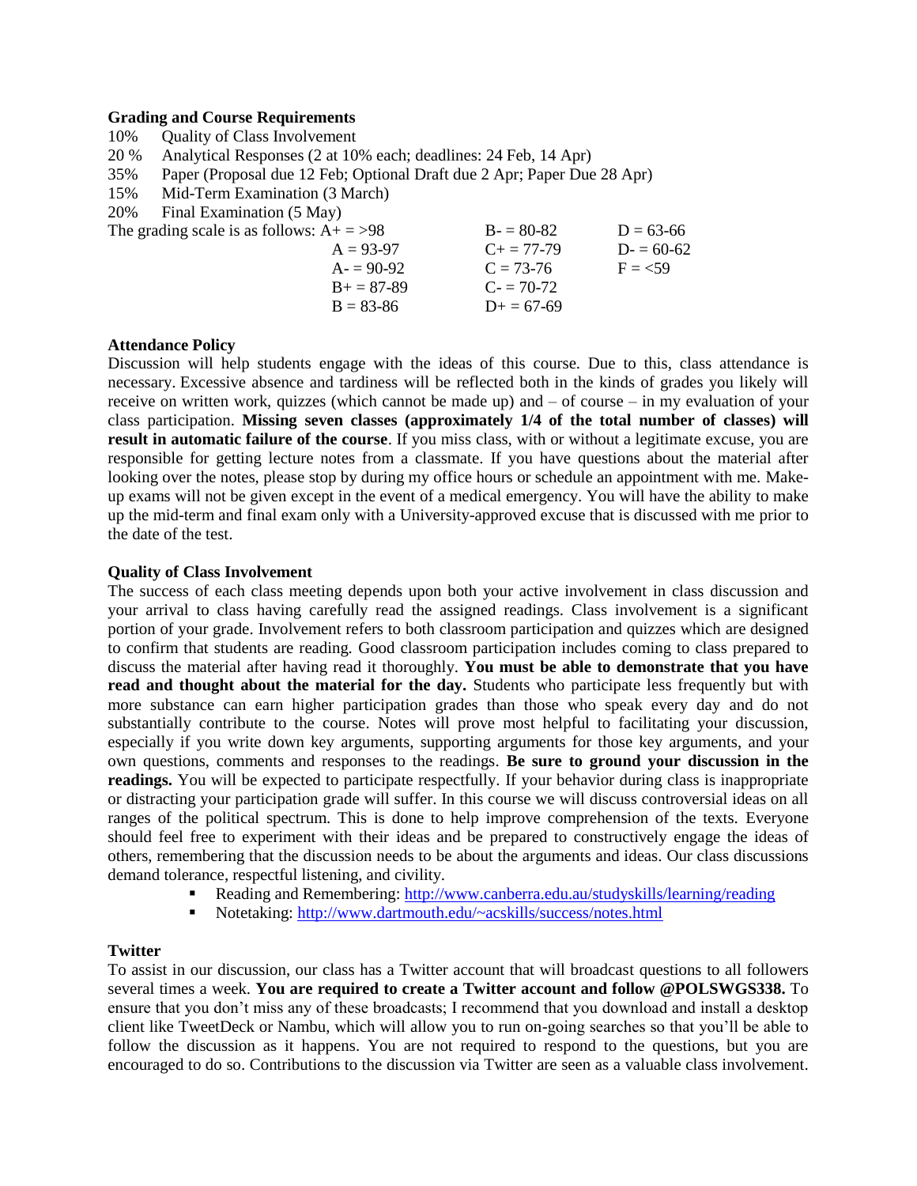**Grading and Course Requirements**

10% Quality of Class Involvement
20 % Analytical Responses (2 at 10% each; deadlines: 24 Feb, 14 Apr)
35% Paper (Proposal due 12 Feb; Optional Draft due 2 Apr; Paper Due 28 Apr)
15% Mid-Term Examination (3 March)
20% Final Examination (5 May)

The grading scale is as follows:

| | | |
|---|---|---|
| A+ = >98 | B- = 80-82 | D = 63-66 |
| A = 93-97 | C+ = 77-79 | D- = 60-62 |
| A- = 90-92 | C = 73-76 | F = <59 |
| B+ = 87-89 | C- = 70-72 | |
| B = 83-86 | D+ = 67-69 | |

**Attendance Policy**

Discussion will help students engage with the ideas of this course. Due to this, class attendance is necessary. Excessive absence and tardiness will be reflected both in the kinds of grades you likely will receive on written work, quizzes (which cannot be made up) and – of course – in my evaluation of your class participation. **Missing seven classes (approximately 1/4 of the total number of classes) will result in automatic failure of the course**. If you miss class, with or without a legitimate excuse, you are responsible for getting lecture notes from a classmate. If you have questions about the material after looking over the notes, please stop by during my office hours or schedule an appointment with me. Make-up exams will not be given except in the event of a medical emergency. You will have the ability to make up the mid-term and final exam only with a University-approved excuse that is discussed with me prior to the date of the test.

**Quality of Class Involvement**

The success of each class meeting depends upon both your active involvement in class discussion and your arrival to class having carefully read the assigned readings. Class involvement is a significant portion of your grade. Involvement refers to both classroom participation and quizzes which are designed to confirm that students are reading. Good classroom participation includes coming to class prepared to discuss the material after having read it thoroughly. **You must be able to demonstrate that you have read and thought about the material for the day.** Students who participate less frequently but with more substance can earn higher participation grades than those who speak every day and do not substantially contribute to the course. Notes will prove most helpful to facilitating your discussion, especially if you write down key arguments, supporting arguments for those key arguments, and your own questions, comments and responses to the readings. **Be sure to ground your discussion in the readings.** You will be expected to participate respectfully. If your behavior during class is inappropriate or distracting your participation grade will suffer. In this course we will discuss controversial ideas on all ranges of the political spectrum. This is done to help improve comprehension of the texts. Everyone should feel free to experiment with their ideas and be prepared to constructively engage the ideas of others, remembering that the discussion needs to be about the arguments and ideas. Our class discussions demand tolerance, respectful listening, and civility.

- Reading and Remembering: http://www.canberra.edu.au/studyskills/learning/reading
- Notetaking: http://www.dartmouth.edu/~acskills/success/notes.html

**Twitter**

To assist in our discussion, our class has a Twitter account that will broadcast questions to all followers several times a week. **You are required to create a Twitter account and follow @POLSWGS338.** To ensure that you don't miss any of these broadcasts; I recommend that you download and install a desktop client like TweetDeck or Nambu, which will allow you to run on-going searches so that you'll be able to follow the discussion as it happens. You are not required to respond to the questions, but you are encouraged to do so. Contributions to the discussion via Twitter are seen as a valuable class involvement.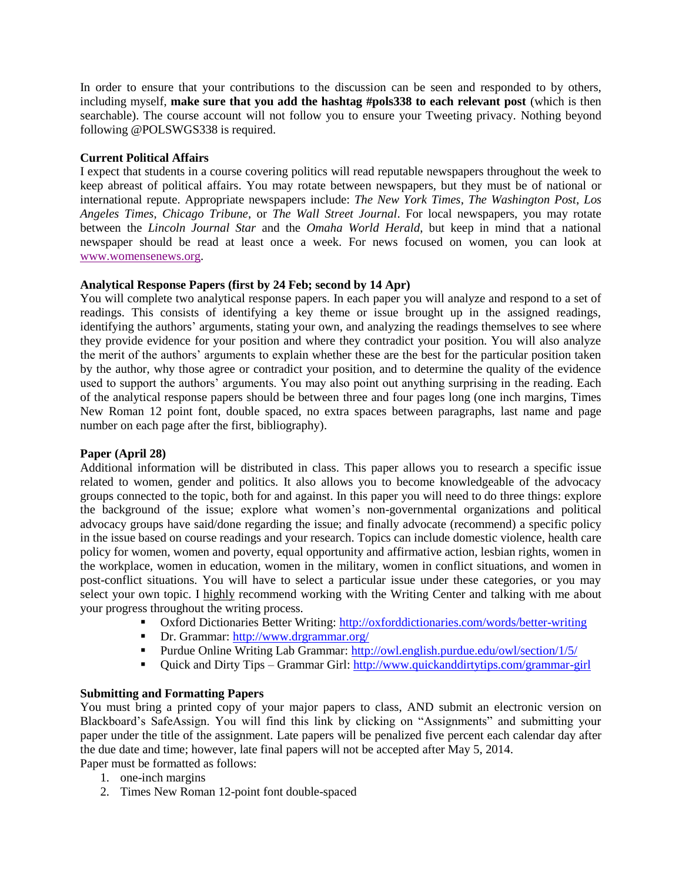In order to ensure that your contributions to the discussion can be seen and responded to by others, including myself, **make sure that you add the hashtag #pols338 to each relevant post** (which is then searchable). The course account will not follow you to ensure your Tweeting privacy. Nothing beyond following @POLSWGS338 is required.

**Current Political Affairs**

I expect that students in a course covering politics will read reputable newspapers throughout the week to keep abreast of political affairs. You may rotate between newspapers, but they must be of national or international repute. Appropriate newspapers include: *The New York Times*, *The Washington Post*, *Los Angeles Times*, *Chicago Tribune*, or *The Wall Street Journal*. For local newspapers, you may rotate between the *Lincoln Journal Star* and the *Omaha World Herald*, but keep in mind that a national newspaper should be read at least once a week. For news focused on women, you can look at [www.womensenews.org](http://www.womensenews.org).

**Analytical Response Papers (first by 24 Feb; second by 14 Apr)**

You will complete two analytical response papers. In each paper you will analyze and respond to a set of readings. This consists of identifying a key theme or issue brought up in the assigned readings, identifying the authors' arguments, stating your own, and analyzing the readings themselves to see where they provide evidence for your position and where they contradict your position. You will also analyze the merit of the authors' arguments to explain whether these are the best for the particular position taken by the author, why those agree or contradict your position, and to determine the quality of the evidence used to support the authors' arguments. You may also point out anything surprising in the reading. Each of the analytical response papers should be between three and four pages long (one inch margins, Times New Roman 12 point font, double spaced, no extra spaces between paragraphs, last name and page number on each page after the first, bibliography).

**Paper (April 28)**

Additional information will be distributed in class. This paper allows you to research a specific issue related to women, gender and politics. It also allows you to become knowledgeable of the advocacy groups connected to the topic, both for and against. In this paper you will need to do three things: explore the background of the issue; explore what women's non-governmental organizations and political advocacy groups have said/done regarding the issue; and finally advocate (recommend) a specific policy in the issue based on course readings and your research. Topics can include domestic violence, health care policy for women, women and poverty, equal opportunity and affirmative action, lesbian rights, women in the workplace, women in education, women in the military, women in conflict situations, and women in post-conflict situations. You will have to select a particular issue under these categories, or you may select your own topic. I highly recommend working with the Writing Center and talking with me about your progress throughout the writing process.

- Oxford Dictionaries Better Writing: http://oxforddictionaries.com/words/better-writing
- Dr. Grammar: http://www.drgrammar.org/
- Purdue Online Writing Lab Grammar: http://owl.english.purdue.edu/owl/section/1/5/
- Quick and Dirty Tips – Grammar Girl: http://www.quickanddirtytips.com/grammar-girl

**Submitting and Formatting Papers**

You must bring a printed copy of your major papers to class, AND submit an electronic version on Blackboard's SafeAssign. You will find this link by clicking on "Assignments" and submitting your paper under the title of the assignment. Late papers will be penalized five percent each calendar day after the due date and time; however, late final papers will not be accepted after May 5, 2014.

Paper must be formatted as follows:

1. one-inch margins
2. Times New Roman 12-point font double-spaced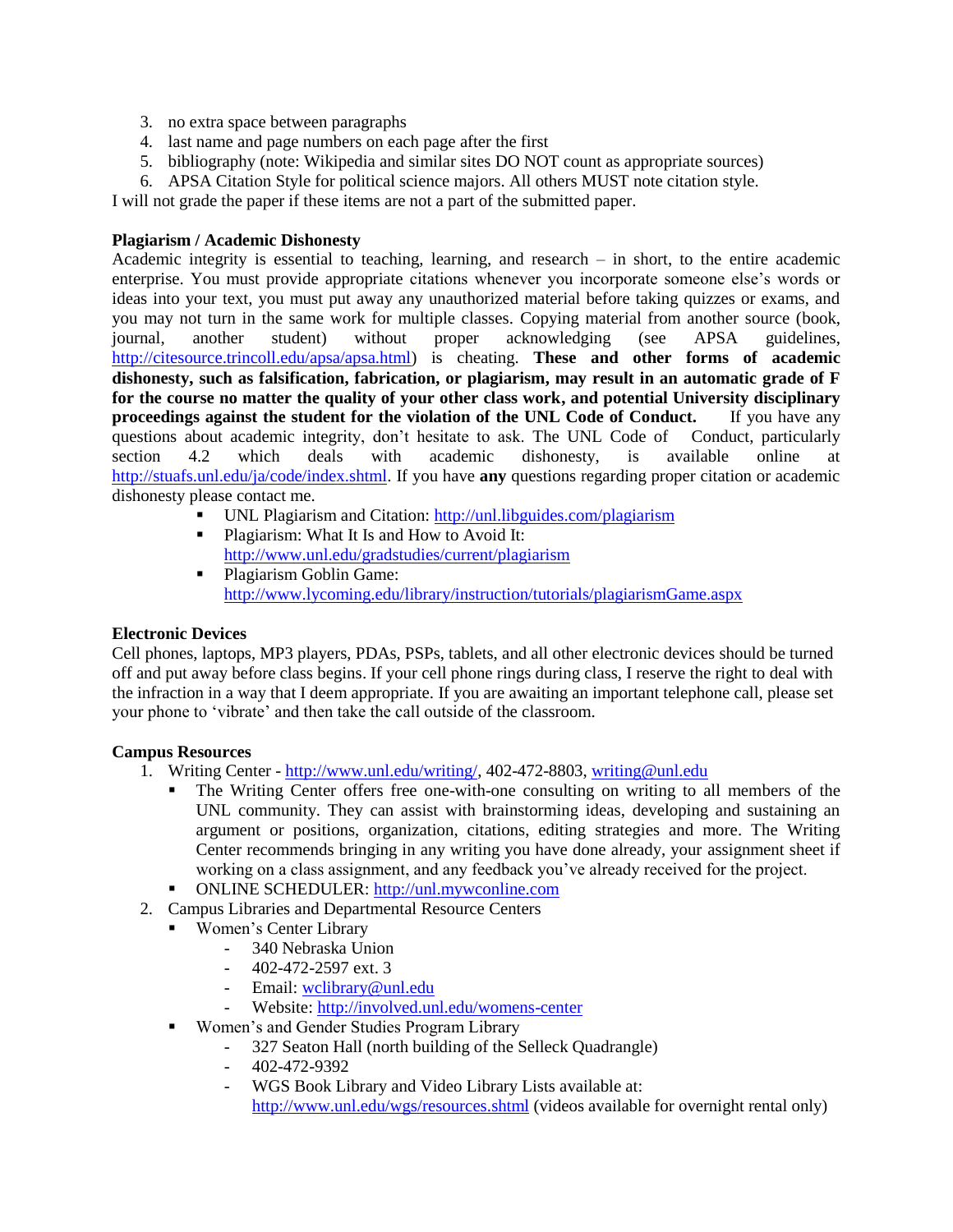3. no extra space between paragraphs
4. last name and page numbers on each page after the first
5. bibliography (note: Wikipedia and similar sites DO NOT count as appropriate sources)
6. APSA Citation Style for political science majors. All others MUST note citation style.

I will not grade the paper if these items are not a part of the submitted paper.

**Plagiarism / Academic Dishonesty**

Academic integrity is essential to teaching, learning, and research – in short, to the entire academic enterprise. You must provide appropriate citations whenever you incorporate someone else's words or ideas into your text, you must put away any unauthorized material before taking quizzes or exams, and you may not turn in the same work for multiple classes. Copying material from another source (book, journal, another student) without proper acknowledging (see APSA guidelines, http://citesource.trincoll.edu/apsa/apsa.html) is cheating. **These and other forms of academic dishonesty, such as falsification, fabrication, or plagiarism, may result in an automatic grade of F for the course no matter the quality of your other class work, and potential University disciplinary proceedings against the student for the violation of the UNL Code of Conduct.** If you have any questions about academic integrity, don't hesitate to ask. The UNL Code of Conduct, particularly section 4.2 which deals with academic dishonesty, is available online at http://stuafs.unl.edu/ja/code/index.shtml. If you have **any** questions regarding proper citation or academic dishonesty please contact me.

- UNL Plagiarism and Citation: http://unl.libguides.com/plagiarism
- Plagiarism: What It Is and How to Avoid It: http://www.unl.edu/gradstudies/current/plagiarism
- Plagiarism Goblin Game: http://www.lycoming.edu/library/instruction/tutorials/plagiarismGame.aspx

**Electronic Devices**

Cell phones, laptops, MP3 players, PDAs, PSPs, tablets, and all other electronic devices should be turned off and put away before class begins. If your cell phone rings during class, I reserve the right to deal with the infraction in a way that I deem appropriate. If you are awaiting an important telephone call, please set your phone to 'vibrate' and then take the call outside of the classroom.

**Campus Resources**

1. Writing Center - http://www.unl.edu/writing/, 402-472-8803, writing@unl.edu
   - The Writing Center offers free one-with-one consulting on writing to all members of the UNL community. They can assist with brainstorming ideas, developing and sustaining an argument or positions, organization, citations, editing strategies and more. The Writing Center recommends bringing in any writing you have done already, your assignment sheet if working on a class assignment, and any feedback you've already received for the project.
   - ONLINE SCHEDULER: http://unl.mywconline.com
2. Campus Libraries and Departmental Resource Centers
   - Women's Center Library
     - 340 Nebraska Union
     - 402-472-2597 ext. 3
     - Email: wclibrary@unl.edu
     - Website: http://involved.unl.edu/womens-center
   - Women's and Gender Studies Program Library
     - 327 Seaton Hall (north building of the Selleck Quadrangle)
     - 402-472-9392
     - WGS Book Library and Video Library Lists available at: http://www.unl.edu/wgs/resources.shtml (videos available for overnight rental only)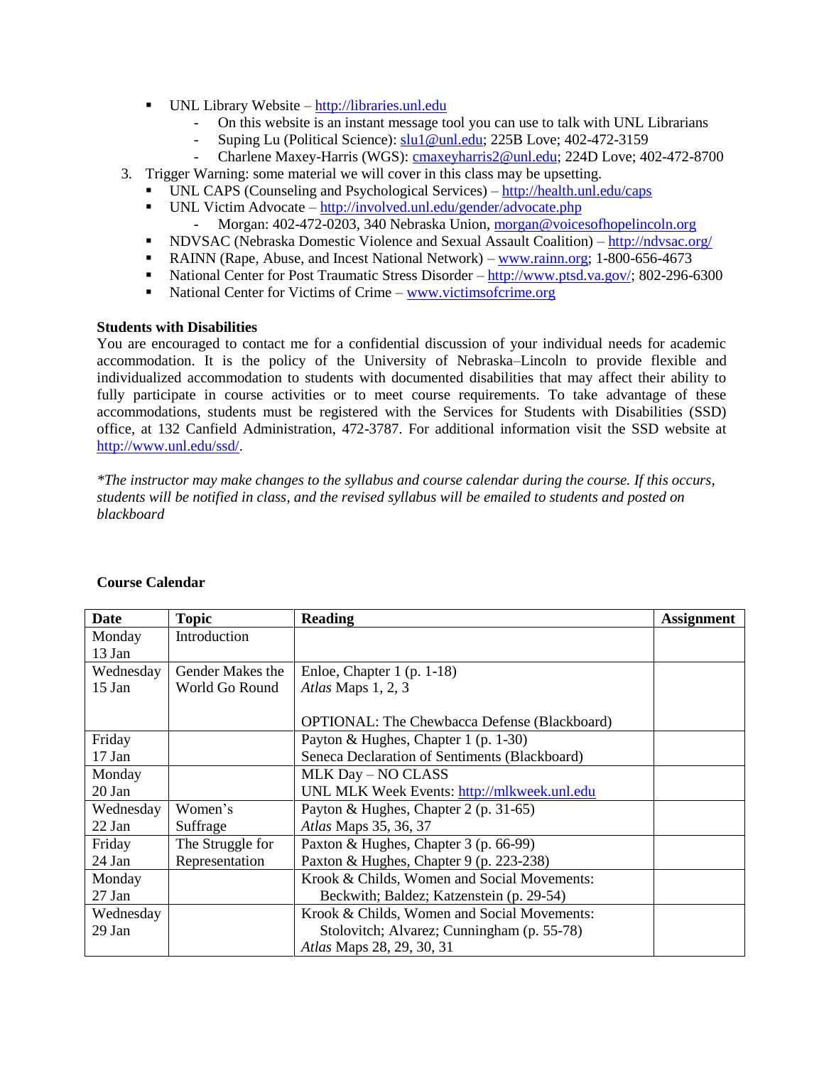- UNL Library Website – http://libraries.unl.edu
  - On this website is an instant message tool you can use to talk with UNL Librarians
  - Suping Lu (Political Science): slu1@unl.edu; 225B Love; 402-472-3159
  - Charlene Maxey-Harris (WGS): cmaxeyharris2@unl.edu; 224D Love; 402-472-8700

3. Trigger Warning: some material we will cover in this class may be upsetting.
   - UNL CAPS (Counseling and Psychological Services) – http://health.unl.edu/caps
   - UNL Victim Advocate – http://involved.unl.edu/gender/advocate.php
     - Morgan: 402-472-0203, 340 Nebraska Union, morgan@voicesofhopelincoln.org
   - NDVSAC (Nebraska Domestic Violence and Sexual Assault Coalition) – http://ndvsac.org/
   - RAINN (Rape, Abuse, and Incest National Network) – www.rainn.org; 1-800-656-4673
   - National Center for Post Traumatic Stress Disorder – http://www.ptsd.va.gov/; 802-296-6300
   - National Center for Victims of Crime – www.victimsofcrime.org

**Students with Disabilities**

You are encouraged to contact me for a confidential discussion of your individual needs for academic accommodation. It is the policy of the University of Nebraska–Lincoln to provide flexible and individualized accommodation to students with documented disabilities that may affect their ability to fully participate in course activities or to meet course requirements. To take advantage of these accommodations, students must be registered with the Services for Students with Disabilities (SSD) office, at 132 Canfield Administration, 472-3787. For additional information visit the SSD website at http://www.unl.edu/ssd/.

*\*The instructor may make changes to the syllabus and course calendar during the course. If this occurs, students will be notified in class, and the revised syllabus will be emailed to students and posted on blackboard*

**Course Calendar**

| Date | Topic | Reading | Assignment |
|---|---|---|---|
| Monday 13 Jan | Introduction | | |
| Wednesday 15 Jan | Gender Makes the World Go Round | Enloe, Chapter 1 (p. 1-18)<br>*Atlas* Maps 1, 2, 3<br><br>OPTIONAL: The Chewbacca Defense (Blackboard) | |
| Friday 17 Jan | | Payton & Hughes, Chapter 1 (p. 1-30)<br>Seneca Declaration of Sentiments (Blackboard) | |
| Monday 20 Jan | | MLK Day – NO CLASS<br>UNL MLK Week Events: http://mlkweek.unl.edu | |
| Wednesday 22 Jan | Women's Suffrage | Payton & Hughes, Chapter 2 (p. 31-65)<br>*Atlas* Maps 35, 36, 37 | |
| Friday 24 Jan | The Struggle for Representation | Paxton & Hughes, Chapter 3 (p. 66-99)<br>Paxton & Hughes, Chapter 9 (p. 223-238) | |
| Monday 27 Jan | | Krook & Childs, Women and Social Movements:<br>Beckwith; Baldez; Katzenstein (p. 29-54) | |
| Wednesday 29 Jan | | Krook & Childs, Women and Social Movements:<br>Stolovitch; Alvarez; Cunningham (p. 55-78)<br>*Atlas* Maps 28, 29, 30, 31 | |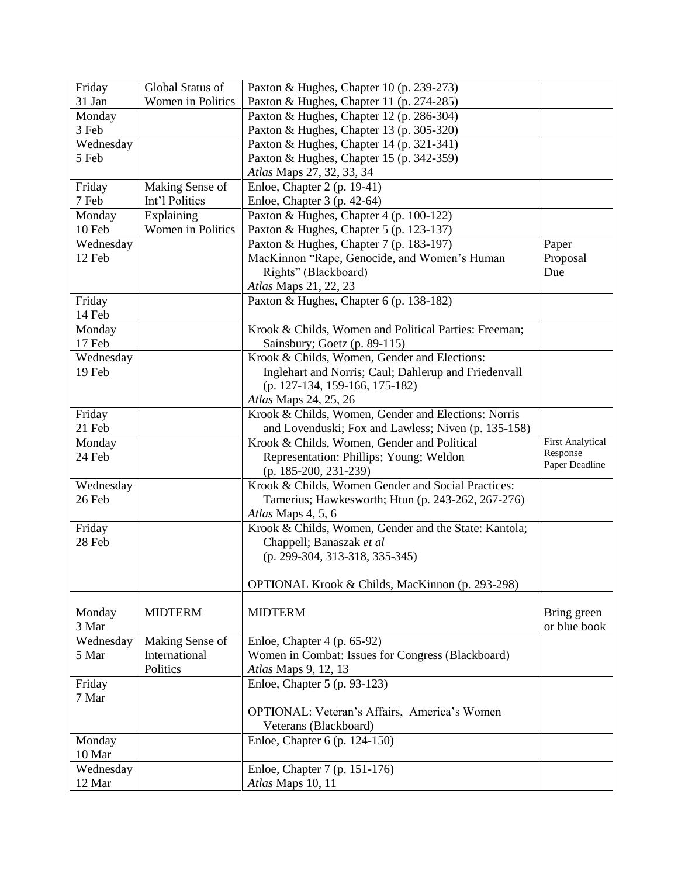| | | | |
|---|---|---|---|
| Friday 31 Jan | Global Status of Women in Politics | Paxton & Hughes, Chapter 10 (p. 239-273)<br>Paxton & Hughes, Chapter 11 (p. 274-285) | |
| Monday 3 Feb | | Paxton & Hughes, Chapter 12 (p. 286-304)<br>Paxton & Hughes, Chapter 13 (p. 305-320) | |
| Wednesday 5 Feb | | Paxton & Hughes, Chapter 14 (p. 321-341)<br>Paxton & Hughes, Chapter 15 (p. 342-359)<br>*Atlas* Maps 27, 32, 33, 34 | |
| Friday 7 Feb | Making Sense of Int'l Politics | Enloe, Chapter 2 (p. 19-41)<br>Enloe, Chapter 3 (p. 42-64) | |
| Monday 10 Feb | Explaining Women in Politics | Paxton & Hughes, Chapter 4 (p. 100-122)<br>Paxton & Hughes, Chapter 5 (p. 123-137) | |
| Wednesday 12 Feb | | Paxton & Hughes, Chapter 7 (p. 183-197)<br>MacKinnon "Rape, Genocide, and Women's Human Rights" (Blackboard)<br>*Atlas* Maps 21, 22, 23 | Paper Proposal Due |
| Friday 14 Feb | | Paxton & Hughes, Chapter 6 (p. 138-182) | |
| Monday 17 Feb | | Krook & Childs, Women and Political Parties: Freeman; Sainsbury; Goetz (p. 89-115) | |
| Wednesday 19 Feb | | Krook & Childs, Women, Gender and Elections: Inglehart and Norris; Caul; Dahlerup and Friedenvall (p. 127-134, 159-166, 175-182)<br>*Atlas* Maps 24, 25, 26 | |
| Friday 21 Feb | | Krook & Childs, Women, Gender and Elections: Norris and Lovenduski; Fox and Lawless; Niven (p. 135-158) | |
| Monday 24 Feb | | Krook & Childs, Women, Gender and Political Representation: Phillips; Young; Weldon (p. 185-200, 231-239) | First Analytical Response Paper Deadline |
| Wednesday 26 Feb | | Krook & Childs, Women Gender and Social Practices: Tamerius; Hawkesworth; Htun (p. 243-262, 267-276)<br>*Atlas* Maps 4, 5, 6 | |
| Friday 28 Feb | | Krook & Childs, Women, Gender and the State: Kantola; Chappell; Banaszak *et al* (p. 299-304, 313-318, 335-345)<br><br>OPTIONAL Krook & Childs, MacKinnon (p. 293-298) | |
| Monday 3 Mar | MIDTERM | MIDTERM | Bring green or blue book |
| Wednesday 5 Mar | Making Sense of International Politics | Enloe, Chapter 4 (p. 65-92)<br>Women in Combat: Issues for Congress (Blackboard)<br>*Atlas* Maps 9, 12, 13 | |
| Friday 7 Mar | | Enloe, Chapter 5 (p. 93-123)<br><br>OPTIONAL: Veteran's Affairs, America's Women Veterans (Blackboard) | |
| Monday 10 Mar | | Enloe, Chapter 6 (p. 124-150) | |
| Wednesday 12 Mar | | Enloe, Chapter 7 (p. 151-176)<br>*Atlas* Maps 10, 11 | |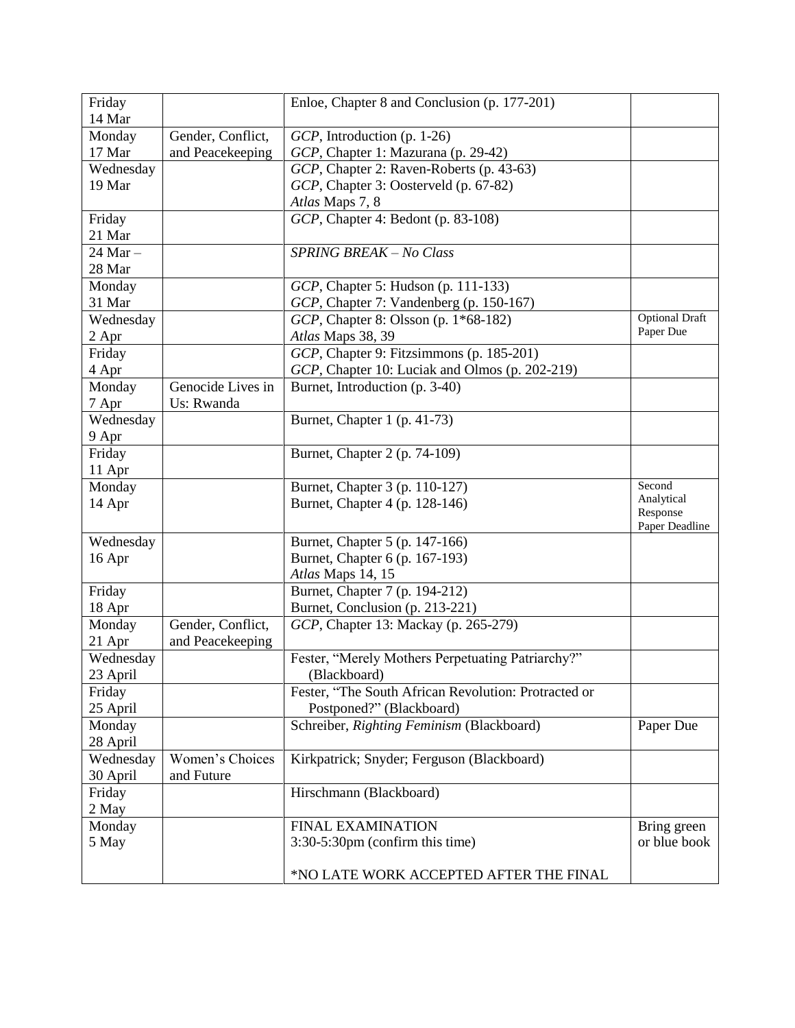| | | | |
|---|---|---|---|
| Friday 14 Mar | | Enloe, Chapter 8 and Conclusion (p. 177-201) | |
| Monday 17 Mar | Gender, Conflict, and Peacekeeping | *GCP*, Introduction (p. 1-26)<br>*GCP*, Chapter 1: Mazurana (p. 29-42) | |
| Wednesday 19 Mar | | *GCP*, Chapter 2: Raven-Roberts (p. 43-63)<br>*GCP*, Chapter 3: Oosterveld (p. 67-82)<br>*Atlas* Maps 7, 8 | |
| Friday 21 Mar | | *GCP*, Chapter 4: Bedont (p. 83-108) | |
| 24 Mar – 28 Mar | | *SPRING BREAK – No Class* | |
| Monday 31 Mar | | *GCP*, Chapter 5: Hudson (p. 111-133)<br>*GCP*, Chapter 7: Vandenberg (p. 150-167) | |
| Wednesday 2 Apr | | *GCP*, Chapter 8: Olsson (p. 1*68-182)<br>*Atlas* Maps 38, 39 | Optional Draft Paper Due |
| Friday 4 Apr | | *GCP*, Chapter 9: Fitzsimmons (p. 185-201)<br>*GCP*, Chapter 10: Luciak and Olmos (p. 202-219) | |
| Monday 7 Apr | Genocide Lives in Us: Rwanda | Burnet, Introduction (p. 3-40) | |
| Wednesday 9 Apr | | Burnet, Chapter 1 (p. 41-73) | |
| Friday 11 Apr | | Burnet, Chapter 2 (p. 74-109) | |
| Monday 14 Apr | | Burnet, Chapter 3 (p. 110-127)<br>Burnet, Chapter 4 (p. 128-146) | Second Analytical Response Paper Deadline |
| Wednesday 16 Apr | | Burnet, Chapter 5 (p. 147-166)<br>Burnet, Chapter 6 (p. 167-193)<br>*Atlas* Maps 14, 15 | |
| Friday 18 Apr | | Burnet, Chapter 7 (p. 194-212)<br>Burnet, Conclusion (p. 213-221) | |
| Monday 21 Apr | Gender, Conflict, and Peacekeeping | *GCP*, Chapter 13: Mackay (p. 265-279) | |
| Wednesday 23 April | | Fester, "Merely Mothers Perpetuating Patriarchy?" (Blackboard) | |
| Friday 25 April | | Fester, "The South African Revolution: Protracted or Postponed?" (Blackboard) | |
| Monday 28 April | | Schreiber, *Righting Feminism* (Blackboard) | Paper Due |
| Wednesday 30 April | Women's Choices and Future | Kirkpatrick; Snyder; Ferguson (Blackboard) | |
| Friday 2 May | | Hirschmann (Blackboard) | |
| Monday 5 May | | FINAL EXAMINATION<br>3:30-5:30pm (confirm this time)<br><br>*NO LATE WORK ACCEPTED AFTER THE FINAL | Bring green or blue book |